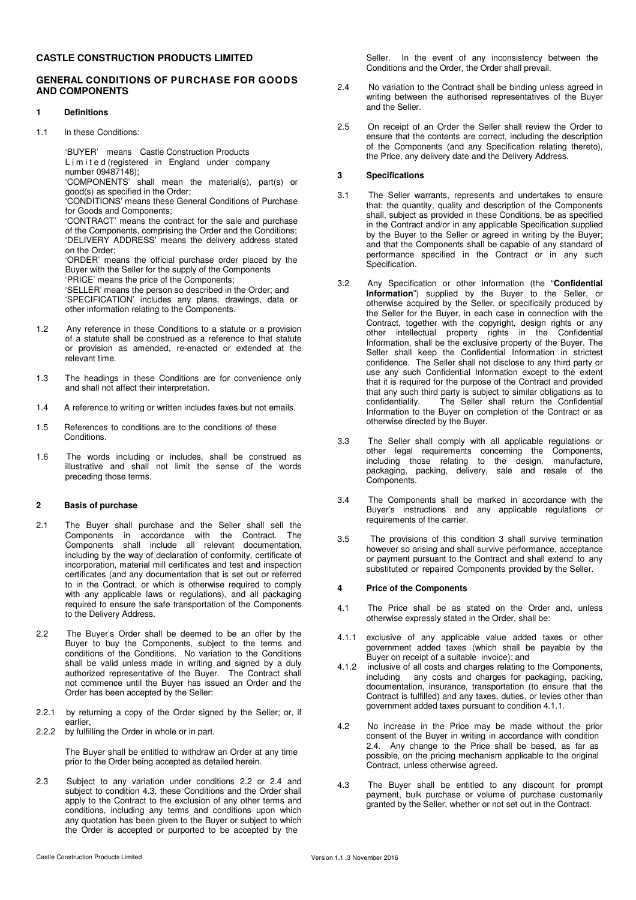# CASTLE CONSTRUCTION PRODUCTS LIMITED

## GENERAL CONDITIONS OF PURCHASE FOR GOODS AND COMPONENTS

### 1 Definitions

1.1 In these Conditions:

'BUYER' means Castle Construction Products Limited (registered in England under company number 09487148);
'COMPONENTS' shall mean the material(s), part(s) or good(s) as specified in the Order;
'CONDITIONS' means these General Conditions of Purchase for Goods and Components;
'CONTRACT' means the contract for the sale and purchase of the Components, comprising the Order and the Conditions;
'DELIVERY ADDRESS' means the delivery address stated on the Order;
'ORDER' means the official purchase order placed by the Buyer with the Seller for the supply of the Components
'PRICE' means the price of the Components;
'SELLER' means the person so described in the Order; and
'SPECIFICATION' includes any plans, drawings, data or other information relating to the Components.

1.2 Any reference in these Conditions to a statute or a provision of a statute shall be construed as a reference to that statute or provision as amended, re-enacted or extended at the relevant time.

1.3 The headings in these Conditions are for convenience only and shall not affect their interpretation.

1.4 A reference to writing or written includes faxes but not emails.

1.5 References to conditions are to the conditions of these Conditions.

1.6 The words including or includes, shall be construed as illustrative and shall not limit the sense of the words preceding those terms.

### 2 Basis of purchase

2.1 The Buyer shall purchase and the Seller shall sell the Components in accordance with the Contract. The Components shall include all relevant documentation, including by the way of declaration of conformity, certificate of incorporation, material mill certificates and test and inspection certificates (and any documentation that is set out or referred to in the Contract, or which is otherwise required to comply with any applicable laws or regulations), and all packaging required to ensure the safe transportation of the Components to the Delivery Address.

2.2 The Buyer's Order shall be deemed to be an offer by the Buyer to buy the Components, subject to the terms and conditions of the Conditions. No variation to the Conditions shall be valid unless made in writing and signed by a duly authorized representative of the Buyer. The Contract shall not commence until the Buyer has issued an Order and the Order has been accepted by the Seller:

2.2.1 by returning a copy of the Order signed by the Seller; or, if earlier,

2.2.2 by fulfilling the Order in whole or in part.

The Buyer shall be entitled to withdraw an Order at any time prior to the Order being accepted as detailed herein.

2.3 Subject to any variation under conditions 2.2 or 2.4 and subject to condition 4.3, these Conditions and the Order shall apply to the Contract to the exclusion of any other terms and conditions, including any terms and conditions upon which any quotation has been given to the Buyer or subject to which the Order is accepted or purported to be accepted by the Seller. In the event of any inconsistency between the Conditions and the Order, the Order shall prevail.

2.4 No variation to the Contract shall be binding unless agreed in writing between the authorised representatives of the Buyer and the Seller.

2.5 On receipt of an Order the Seller shall review the Order to ensure that the contents are correct, including the description of the Components (and any Specification relating thereto), the Price, any delivery date and the Delivery Address.

### 3 Specifications

3.1 The Seller warrants, represents and undertakes to ensure that: the quantity, quality and description of the Components shall, subject as provided in these Conditions, be as specified in the Contract and/or in any applicable Specification supplied by the Buyer to the Seller or agreed in writing by the Buyer; and that the Components shall be capable of any standard of performance specified in the Contract or in any such Specification.

3.2 Any Specification or other information (the "**Confidential Information**") supplied by the Buyer to the Seller, or otherwise acquired by the Seller, or specifically produced by the Seller for the Buyer, in each case in connection with the Contract, together with the copyright, design rights or any other intellectual property rights in the Confidential Information, shall be the exclusive property of the Buyer. The Seller shall keep the Confidential Information in strictest confidence. The Seller shall not disclose to any third party or use any such Confidential Information except to the extent that it is required for the purpose of the Contract and provided that any such third party is subject to similar obligations as to confidentiality. The Seller shall return the Confidential Information to the Buyer on completion of the Contract or as otherwise directed by the Buyer.

3.3 The Seller shall comply with all applicable regulations or other legal requirements concerning the Components, including those relating to the design, manufacture, packaging, packing, delivery, sale and resale of the Components.

3.4 The Components shall be marked in accordance with the Buyer's instructions and any applicable regulations or requirements of the carrier.

3.5 The provisions of this condition 3 shall survive termination however so arising and shall survive performance, acceptance or payment pursuant to the Contract and shall extend to any substituted or repaired Components provided by the Seller.

### 4 Price of the Components

4.1 The Price shall be as stated on the Order and, unless otherwise expressly stated in the Order, shall be:

4.1.1 exclusive of any applicable value added taxes or other government added taxes (which shall be payable by the Buyer on receipt of a suitable invoice); and

4.1.2 inclusive of all costs and charges relating to the Components, including any costs and charges for packaging, packing, documentation, insurance, transportation (to ensure that the Contract is fulfilled) and any taxes, duties, or levies other than government added taxes pursuant to condition 4.1.1.

4.2 No increase in the Price may be made without the prior consent of the Buyer in writing in accordance with condition 2.4. Any change to the Price shall be based, as far as possible, on the pricing mechanism applicable to the original Contract, unless otherwise agreed.

4.3 The Buyer shall be entitled to any discount for prompt payment, bulk purchase or volume of purchase customarily granted by the Seller, whether or not set out in the Contract.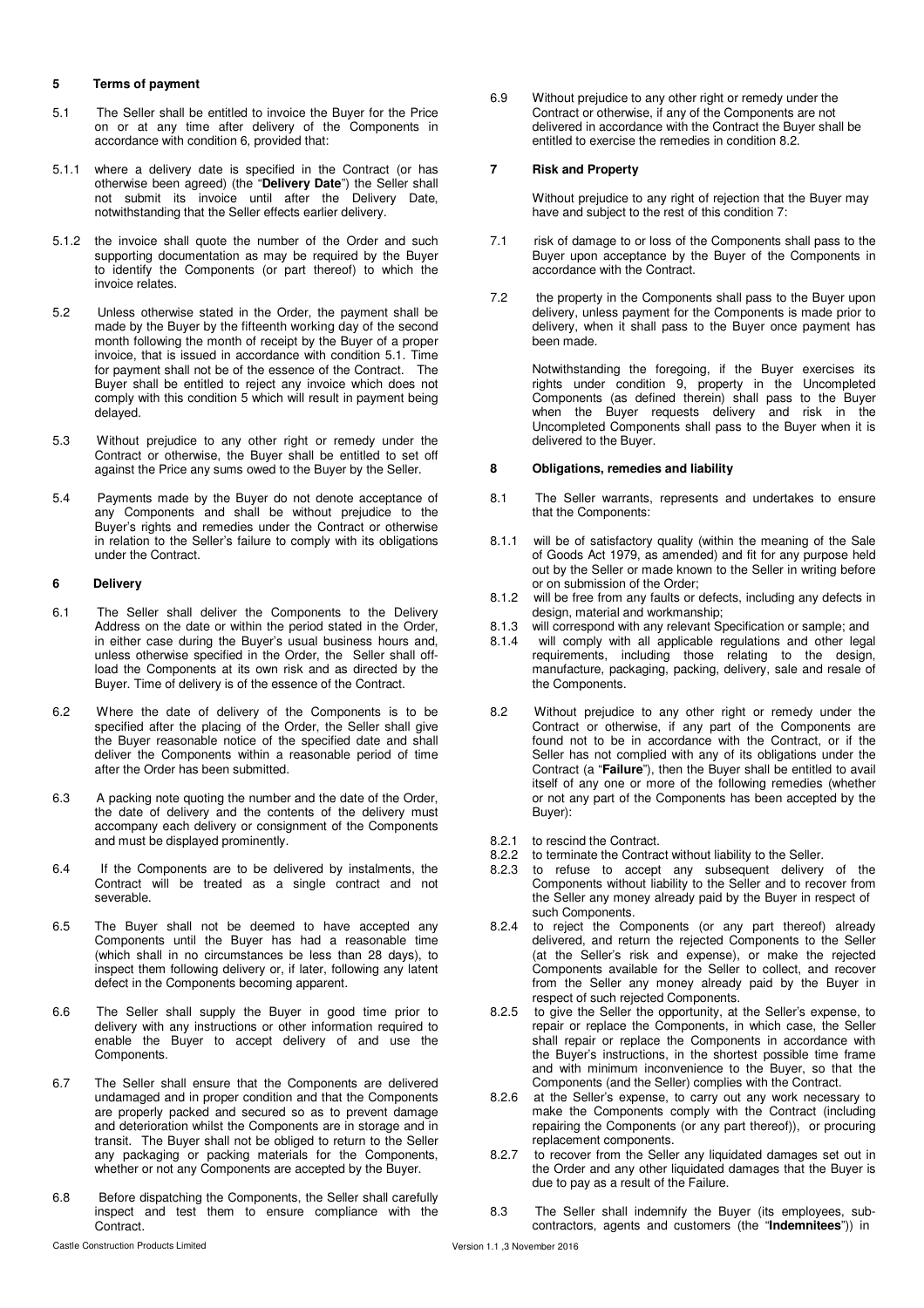## 5 Terms of payment

5.1 The Seller shall be entitled to invoice the Buyer for the Price on or at any time after delivery of the Components in accordance with condition 6, provided that:

5.1.1 where a delivery date is specified in the Contract (or has otherwise been agreed) (the "**Delivery Date**") the Seller shall not submit its invoice until after the Delivery Date, notwithstanding that the Seller effects earlier delivery.

5.1.2 the invoice shall quote the number of the Order and such supporting documentation as may be required by the Buyer to identify the Components (or part thereof) to which the invoice relates.

5.2 Unless otherwise stated in the Order, the payment shall be made by the Buyer by the fifteenth working day of the second month following the month of receipt by the Buyer of a proper invoice, that is issued in accordance with condition 5.1. Time for payment shall not be of the essence of the Contract. The Buyer shall be entitled to reject any invoice which does not comply with this condition 5 which will result in payment being delayed.

5.3 Without prejudice to any other right or remedy under the Contract or otherwise, the Buyer shall be entitled to set off against the Price any sums owed to the Buyer by the Seller.

5.4 Payments made by the Buyer do not denote acceptance of any Components and shall be without prejudice to the Buyer's rights and remedies under the Contract or otherwise in relation to the Seller's failure to comply with its obligations under the Contract.

## 6 Delivery

6.1 The Seller shall deliver the Components to the Delivery Address on the date or within the period stated in the Order, in either case during the Buyer's usual business hours and, unless otherwise specified in the Order, the Seller shall off-load the Components at its own risk and as directed by the Buyer. Time of delivery is of the essence of the Contract.

6.2 Where the date of delivery of the Components is to be specified after the placing of the Order, the Seller shall give the Buyer reasonable notice of the specified date and shall deliver the Components within a reasonable period of time after the Order has been submitted.

6.3 A packing note quoting the number and the date of the Order, the date of delivery and the contents of the delivery must accompany each delivery or consignment of the Components and must be displayed prominently.

6.4 If the Components are to be delivered by instalments, the Contract will be treated as a single contract and not severable.

6.5 The Buyer shall not be deemed to have accepted any Components until the Buyer has had a reasonable time (which shall in no circumstances be less than 28 days), to inspect them following delivery or, if later, following any latent defect in the Components becoming apparent.

6.6 The Seller shall supply the Buyer in good time prior to delivery with any instructions or other information required to enable the Buyer to accept delivery of and use the Components.

6.7 The Seller shall ensure that the Components are delivered undamaged and in proper condition and that the Components are properly packed and secured so as to prevent damage and deterioration whilst the Components are in storage and in transit. The Buyer shall not be obliged to return to the Seller any packaging or packing materials for the Components, whether or not any Components are accepted by the Buyer.

6.8 Before dispatching the Components, the Seller shall carefully inspect and test them to ensure compliance with the Contract.

6.9 Without prejudice to any other right or remedy under the Contract or otherwise, if any of the Components are not delivered in accordance with the Contract the Buyer shall be entitled to exercise the remedies in condition 8.2.

## 7 Risk and Property

Without prejudice to any right of rejection that the Buyer may have and subject to the rest of this condition 7:

7.1 risk of damage to or loss of the Components shall pass to the Buyer upon acceptance by the Buyer of the Components in accordance with the Contract.

7.2 the property in the Components shall pass to the Buyer upon delivery, unless payment for the Components is made prior to delivery, when it shall pass to the Buyer once payment has been made.

Notwithstanding the foregoing, if the Buyer exercises its rights under condition 9, property in the Uncompleted Components (as defined therein) shall pass to the Buyer when the Buyer requests delivery and risk in the Uncompleted Components shall pass to the Buyer when it is delivered to the Buyer.

## 8 Obligations, remedies and liability

8.1 The Seller warrants, represents and undertakes to ensure that the Components:

8.1.1 will be of satisfactory quality (within the meaning of the Sale of Goods Act 1979, as amended) and fit for any purpose held out by the Seller or made known to the Seller in writing before or on submission of the Order;

8.1.2 will be free from any faults or defects, including any defects in design, material and workmanship;

8.1.3 will correspond with any relevant Specification or sample; and

8.1.4 will comply with all applicable regulations and other legal requirements, including those relating to the design, manufacture, packaging, packing, delivery, sale and resale of the Components.

8.2 Without prejudice to any other right or remedy under the Contract or otherwise, if any part of the Components are found not to be in accordance with the Contract, or if the Seller has not complied with any of its obligations under the Contract (a "**Failure**"), then the Buyer shall be entitled to avail itself of any one or more of the following remedies (whether or not any part of the Components has been accepted by the Buyer):

8.2.1 to rescind the Contract.

8.2.2 to terminate the Contract without liability to the Seller.

8.2.3 to refuse to accept any subsequent delivery of the Components without liability to the Seller and to recover from the Seller any money already paid by the Buyer in respect of such Components.

8.2.4 to reject the Components (or any part thereof) already delivered, and return the rejected Components to the Seller (at the Seller's risk and expense), or make the rejected Components available for the Seller to collect, and recover from the Seller any money already paid by the Buyer in respect of such rejected Components.

8.2.5 to give the Seller the opportunity, at the Seller's expense, to repair or replace the Components, in which case, the Seller shall repair or replace the Components in accordance with the Buyer's instructions, in the shortest possible time frame and with minimum inconvenience to the Buyer, so that the Components (and the Seller) complies with the Contract.

8.2.6 at the Seller's expense, to carry out any work necessary to make the Components comply with the Contract (including repairing the Components (or any part thereof)), or procuring replacement components.

8.2.7 to recover from the Seller any liquidated damages set out in the Order and any other liquidated damages that the Buyer is due to pay as a result of the Failure.

8.3 The Seller shall indemnify the Buyer (its employees, sub-contractors, agents and customers (the "**Indemnitees**")) in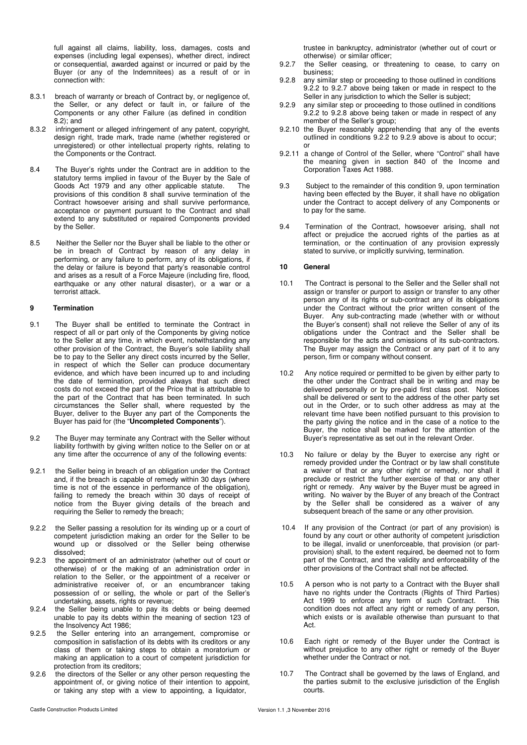full against all claims, liability, loss, damages, costs and expenses (including legal expenses), whether direct, indirect or consequential, awarded against or incurred or paid by the Buyer (or any of the Indemnitees) as a result of or in connection with:

8.3.1 breach of warranty or breach of Contract by, or negligence of, the Seller, or any defect or fault in, or failure of the Components or any other Failure (as defined in condition 8.2); and

8.3.2 infringement or alleged infringement of any patent, copyright, design right, trade mark, trade name (whether registered or unregistered) or other intellectual property rights, relating to the Components or the Contract.

8.4 The Buyer's rights under the Contract are in addition to the statutory terms implied in favour of the Buyer by the Sale of Goods Act 1979 and any other applicable statute. The provisions of this condition 8 shall survive termination of the Contract howsoever arising and shall survive performance, acceptance or payment pursuant to the Contract and shall extend to any substituted or repaired Components provided by the Seller.

8.5 Neither the Seller nor the Buyer shall be liable to the other or be in breach of Contract by reason of any delay in performing, or any failure to perform, any of its obligations, if the delay or failure is beyond that party's reasonable control and arises as a result of a Force Majeure (including fire, flood, earthquake or any other natural disaster), or a war or a terrorist attack.

## 9 Termination

9.1 The Buyer shall be entitled to terminate the Contract in respect of all or part only of the Components by giving notice to the Seller at any time, in which event, notwithstanding any other provision of the Contract, the Buyer's sole liability shall be to pay to the Seller any direct costs incurred by the Seller, in respect of which the Seller can produce documentary evidence, and which have been incurred up to and including the date of termination, provided always that such direct costs do not exceed the part of the Price that is attributable to the part of the Contract that has been terminated. In such circumstances the Seller shall, where requested by the Buyer, deliver to the Buyer any part of the Components the Buyer has paid for (the "**Uncompleted Components**").

9.2 The Buyer may terminate any Contract with the Seller without liability forthwith by giving written notice to the Seller on or at any time after the occurrence of any of the following events:

9.2.1 the Seller being in breach of an obligation under the Contract and, if the breach is capable of remedy within 30 days (where time is not of the essence in performance of the obligation), failing to remedy the breach within 30 days of receipt of notice from the Buyer giving details of the breach and requiring the Seller to remedy the breach;

9.2.2 the Seller passing a resolution for its winding up or a court of competent jurisdiction making an order for the Seller to be wound up or dissolved or the Seller being otherwise dissolved;

9.2.3 the appointment of an administrator (whether out of court or otherwise) of or the making of an administration order in relation to the Seller, or the appointment of a receiver or administrative receiver of, or an encumbrancer taking possession of or selling, the whole or part of the Seller's undertaking, assets, rights or revenue;

9.2.4 the Seller being unable to pay its debts or being deemed unable to pay its debts within the meaning of section 123 of the Insolvency Act 1986;

9.2.5 the Seller entering into an arrangement, compromise or composition in satisfaction of its debts with its creditors or any class of them or taking steps to obtain a moratorium or making an application to a court of competent jurisdiction for protection from its creditors;

9.2.6 the directors of the Seller or any other person requesting the appointment of, or giving notice of their intention to appoint, or taking any step with a view to appointing, a liquidator, trustee in bankruptcy, administrator (whether out of court or otherwise) or similar officer;

9.2.7 the Seller ceasing, or threatening to cease, to carry on business;

9.2.8 any similar step or proceeding to those outlined in conditions 9.2.2 to 9.2.7 above being taken or made in respect to the Seller in any jurisdiction to which the Seller is subject;

9.2.9 any similar step or proceeding to those outlined in conditions 9.2.2 to 9.2.8 above being taken or made in respect of any member of the Seller's group;

9.2.10 the Buyer reasonably apprehending that any of the events outlined in conditions 9.2.2 to 9.2.9 above is about to occur; or

9.2.11 a change of Control of the Seller, where "Control" shall have the meaning given in section 840 of the Income and Corporation Taxes Act 1988.

9.3 Subject to the remainder of this condition 9, upon termination having been effected by the Buyer, it shall have no obligation under the Contract to accept delivery of any Components or to pay for the same.

9.4 Termination of the Contract, howsoever arising, shall not affect or prejudice the accrued rights of the parties as at termination, or the continuation of any provision expressly stated to survive, or implicitly surviving, termination.

## 10 General

10.1 The Contract is personal to the Seller and the Seller shall not assign or transfer or purport to assign or transfer to any other person any of its rights or sub-contract any of its obligations under the Contract without the prior written consent of the Buyer. Any sub-contracting made (whether with or without the Buyer's consent) shall not relieve the Seller of any of its obligations under the Contract and the Seller shall be responsible for the acts and omissions of its sub-contractors. The Buyer may assign the Contract or any part of it to any person, firm or company without consent.

10.2 Any notice required or permitted to be given by either party to the other under the Contract shall be in writing and may be delivered personally or by pre-paid first class post. Notices shall be delivered or sent to the address of the other party set out in the Order, or to such other address as may at the relevant time have been notified pursuant to this provision to the party giving the notice and in the case of a notice to the Buyer, the notice shall be marked for the attention of the Buyer's representative as set out in the relevant Order.

10.3 No failure or delay by the Buyer to exercise any right or remedy provided under the Contract or by law shall constitute a waiver of that or any other right or remedy, nor shall it preclude or restrict the further exercise of that or any other right or remedy. Any waiver by the Buyer must be agreed in writing. No waiver by the Buyer of any breach of the Contract by the Seller shall be considered as a waiver of any subsequent breach of the same or any other provision.

10.4 If any provision of the Contract (or part of any provision) is found by any court or other authority of competent jurisdiction to be illegal, invalid or unenforceable, that provision (or part-provision) shall, to the extent required, be deemed not to form part of the Contract, and the validity and enforceability of the other provisions of the Contract shall not be affected.

10.5 A person who is not party to a Contract with the Buyer shall have no rights under the Contracts (Rights of Third Parties) Act 1999 to enforce any term of such Contract. This condition does not affect any right or remedy of any person, which exists or is available otherwise than pursuant to that Act.

10.6 Each right or remedy of the Buyer under the Contract is without prejudice to any other right or remedy of the Buyer whether under the Contract or not.

10.7 The Contract shall be governed by the laws of England, and the parties submit to the exclusive jurisdiction of the English courts.